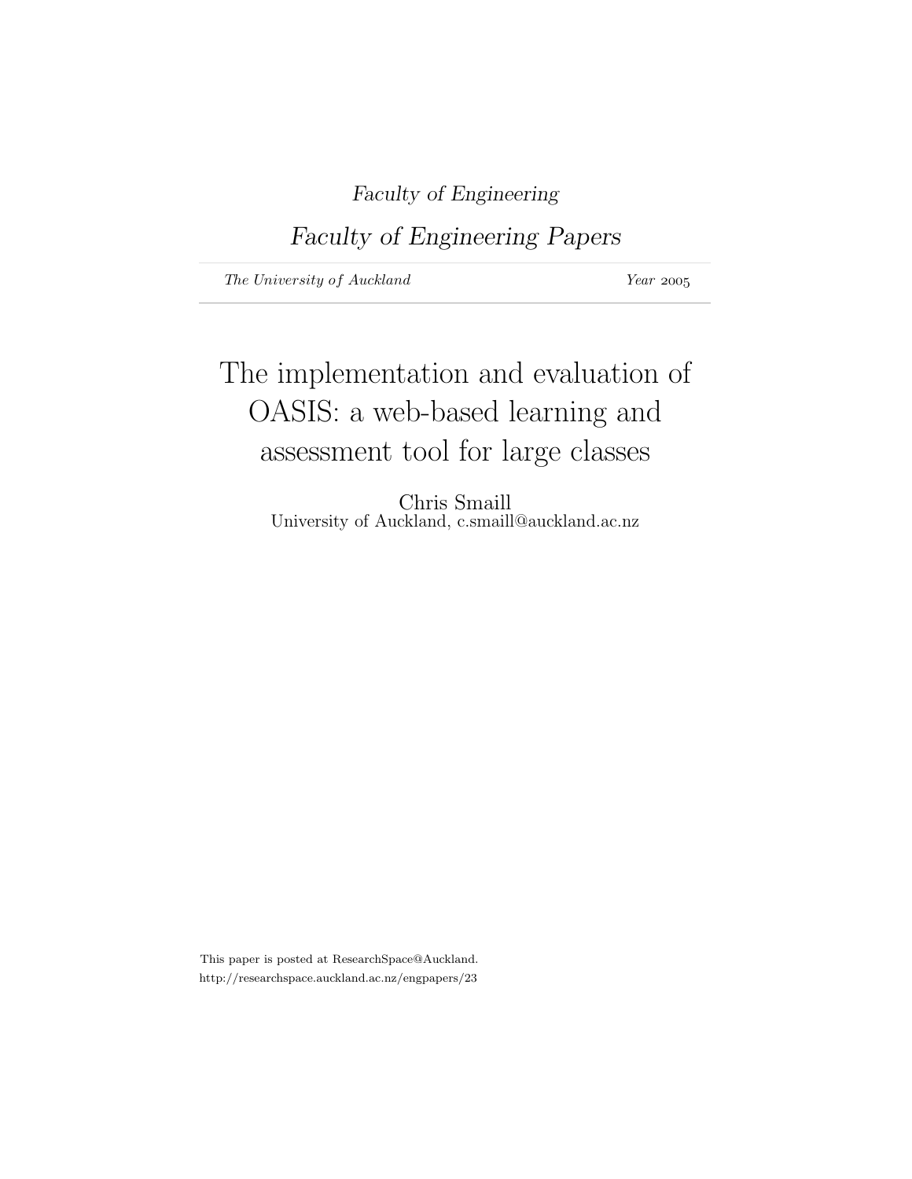*Faculty of Engineering*

*Faculty of Engineering Papers*

*The University of Auckland* *Year* 2005

# The implementation and evaluation of OASIS: a web-based learning and assessment tool for large classes

Chris Smaill
University of Auckland, c.smaill@auckland.ac.nz

This paper is posted at ResearchSpace@Auckland.
http://researchspace.auckland.ac.nz/engpapers/23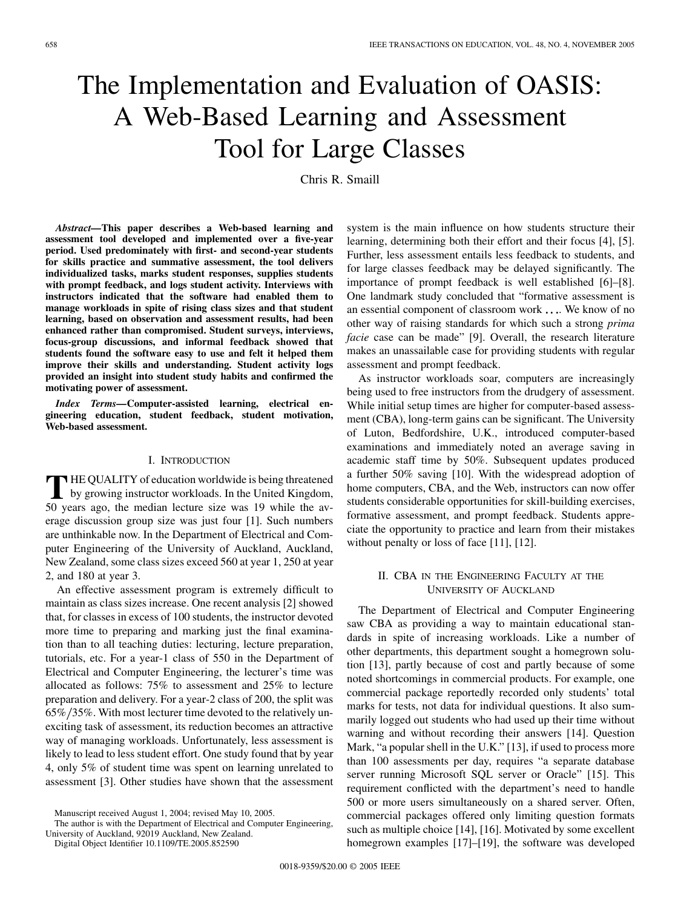# The Implementation and Evaluation of OASIS: A Web-Based Learning and Assessment Tool for Large Classes

Chris R. Smaill

***Abstract*—This paper describes a Web-based learning and assessment tool developed and implemented over a five-year period. Used predominately with first- and second-year students for skills practice and summative assessment, the tool delivers individualized tasks, marks student responses, supplies students with prompt feedback, and logs student activity. Interviews with instructors indicated that the software had enabled them to manage workloads in spite of rising class sizes and that student learning, based on observation and assessment results, had been enhanced rather than compromised. Student surveys, interviews, focus-group discussions, and informal feedback showed that students found the software easy to use and felt it helped them improve their skills and understanding. Student activity logs provided an insight into student study habits and confirmed the motivating power of assessment.**

***Index Terms*—Computer-assisted learning, electrical engineering education, student feedback, student motivation, Web-based assessment.**

## I. Introduction

The quality of education worldwide is being threatened by growing instructor workloads. In the United Kingdom, 50 years ago, the median lecture size was 19 while the average discussion group size was just four [1]. Such numbers are unthinkable now. In the Department of Electrical and Computer Engineering of the University of Auckland, Auckland, New Zealand, some class sizes exceed 560 at year 1, 250 at year 2, and 180 at year 3.

An effective assessment program is extremely difficult to maintain as class sizes increase. One recent analysis [2] showed that, for classes in excess of 100 students, the instructor devoted more time to preparing and marking just the final examination than to all teaching duties: lecturing, lecture preparation, tutorials, etc. For a year-1 class of 550 in the Department of Electrical and Computer Engineering, the lecturer's time was allocated as follows: 75% to assessment and 25% to lecture preparation and delivery. For a year-2 class of 200, the split was 65%/35%. With most lecturer time devoted to the relatively unexciting task of assessment, its reduction becomes an attractive way of managing workloads. Unfortunately, less assessment is likely to lead to less student effort. One study found that by year 4, only 5% of student time was spent on learning unrelated to assessment [3]. Other studies have shown that the assessment system is the main influence on how students structure their learning, determining both their effort and their focus [4], [5]. Further, less assessment entails less feedback to students, and for large classes feedback may be delayed significantly. The importance of prompt feedback is well established [6]–[8]. One landmark study concluded that "formative assessment is an essential component of classroom work .... We know of no other way of raising standards for which such a strong *prima facie* case can be made" [9]. Overall, the research literature makes an unassailable case for providing students with regular assessment and prompt feedback.

As instructor workloads soar, computers are increasingly being used to free instructors from the drudgery of assessment. While initial setup times are higher for computer-based assessment (CBA), long-term gains can be significant. The University of Luton, Bedfordshire, U.K., introduced computer-based examinations and immediately noted an average saving in academic staff time by 50%. Subsequent updates produced a further 50% saving [10]. With the widespread adoption of home computers, CBA, and the Web, instructors can now offer students considerable opportunities for skill-building exercises, formative assessment, and prompt feedback. Students appreciate the opportunity to practice and learn from their mistakes without penalty or loss of face [11], [12].

## II. CBA in the Engineering Faculty at the University of Auckland

The Department of Electrical and Computer Engineering saw CBA as providing a way to maintain educational standards in spite of increasing workloads. Like a number of other departments, this department sought a homegrown solution [13], partly because of cost and partly because of some noted shortcomings in commercial products. For example, one commercial package reportedly recorded only students' total marks for tests, not data for individual questions. It also summarily logged out students who had used up their time without warning and without recording their answers [14]. Question Mark, "a popular shell in the U.K." [13], if used to process more than 100 assessments per day, requires "a separate database server running Microsoft SQL server or Oracle" [15]. This requirement conflicted with the department's need to handle 500 or more users simultaneously on a shared server. Often, commercial packages offered only limiting question formats such as multiple choice [14], [16]. Motivated by some excellent homegrown examples [17]–[19], the software was developed

Manuscript received August 1, 2004; revised May 10, 2005.

The author is with the Department of Electrical and Computer Engineering, University of Auckland, 92019 Auckland, New Zealand.

Digital Object Identifier 10.1109/TE.2005.852590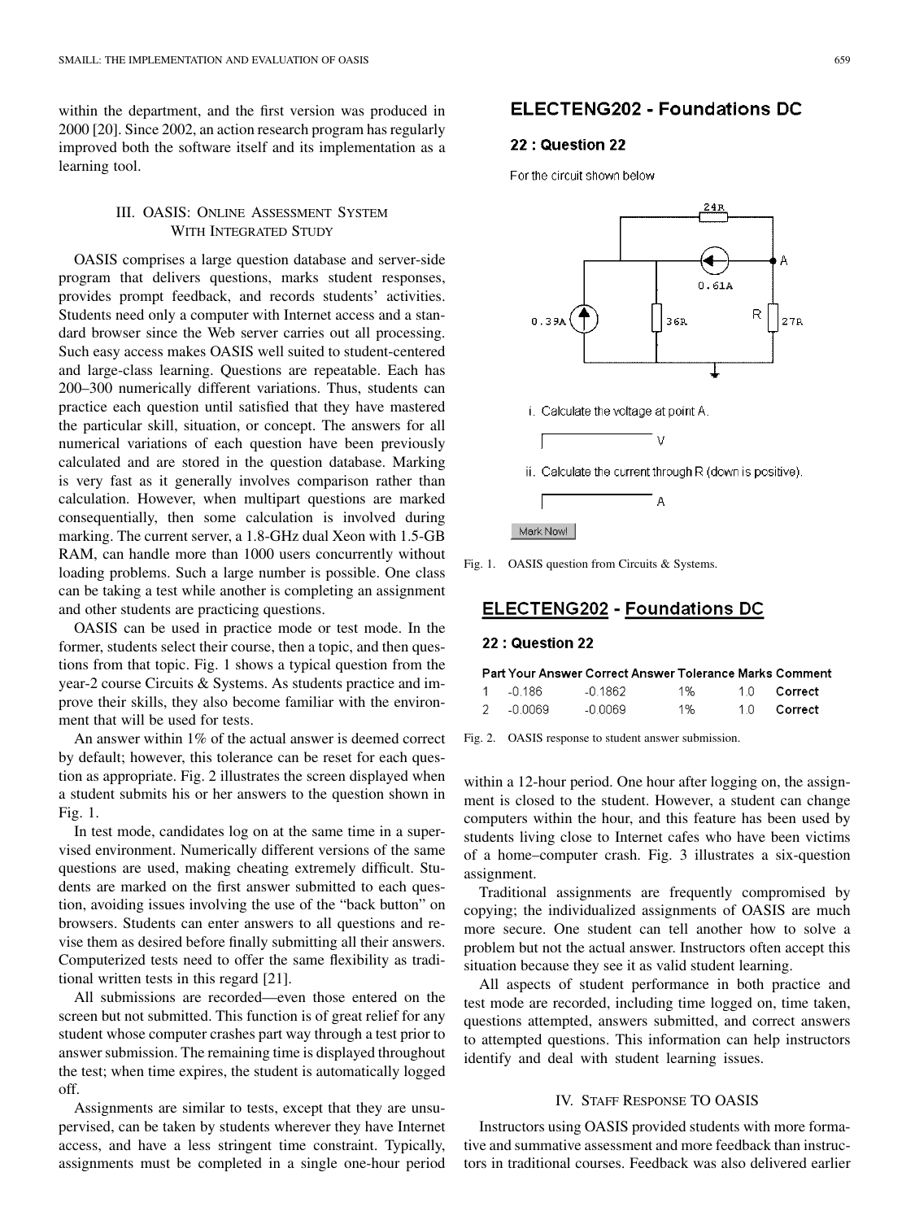within the department, and the first version was produced in 2000 [20]. Since 2002, an action research program has regularly improved both the software itself and its implementation as a learning tool.

## III. OASIS: Online Assessment System With Integrated Study

OASIS comprises a large question database and server-side program that delivers questions, marks student responses, provides prompt feedback, and records students' activities. Students need only a computer with Internet access and a standard browser since the Web server carries out all processing. Such easy access makes OASIS well suited to student-centered and large-class learning. Questions are repeatable. Each has 200–300 numerically different variations. Thus, students can practice each question until satisfied that they have mastered the particular skill, situation, or concept. The answers for all numerical variations of each question have been previously calculated and are stored in the question database. Marking is very fast as it generally involves comparison rather than calculation. However, when multipart questions are marked consequentially, then some calculation is involved during marking. The current server, a 1.8-GHz dual Xeon with 1.5-GB RAM, can handle more than 1000 users concurrently without loading problems. Such a large number is possible. One class can be taking a test while another is completing an assignment and other students are practicing questions.

OASIS can be used in practice mode or test mode. In the former, students select their course, then a topic, and then questions from that topic. Fig. 1 shows a typical question from the year-2 course Circuits & Systems. As students practice and improve their skills, they also become familiar with the environment that will be used for tests.

An answer within 1% of the actual answer is deemed correct by default; however, this tolerance can be reset for each question as appropriate. Fig. 2 illustrates the screen displayed when a student submits his or her answers to the question shown in Fig. 1.

In test mode, candidates log on at the same time in a supervised environment. Numerically different versions of the same questions are used, making cheating extremely difficult. Students are marked on the first answer submitted to each question, avoiding issues involving the use of the "back button" on browsers. Students can enter answers to all questions and revise them as desired before finally submitting all their answers. Computerized tests need to offer the same flexibility as traditional written tests in this regard [21].

All submissions are recorded—even those entered on the screen but not submitted. This function is of great relief for any student whose computer crashes part way through a test prior to answer submission. The remaining time is displayed throughout the test; when time expires, the student is automatically logged off.

Assignments are similar to tests, except that they are unsupervised, can be taken by students wherever they have Internet access, and have a less stringent time constraint. Typically, assignments must be completed in a single one-hour period

**ELECTENG202 - Foundations DC**

**22 : Question 22**

For the circuit shown below

i. Calculate the voltage at point A.

V

ii. Calculate the current through R (down is positive).

A

Mark Now!

Fig. 1. OASIS question from Circuits & Systems.

**ELECTENG202 - Foundations DC**

**22 : Question 22**

| Part | Your Answer | Correct Answer | Tolerance | Marks | Comment |
|---|---|---|---|---|---|
| 1 | -0.186 | -0.1862 | 1% | 1.0 | Correct |
| 2 | -0.0069 | -0.0069 | 1% | 1.0 | Correct |

Fig. 2. OASIS response to student answer submission.

within a 12-hour period. One hour after logging on, the assignment is closed to the student. However, a student can change computers within the hour, and this feature has been used by students living close to Internet cafes who have been victims of a home–computer crash. Fig. 3 illustrates a six-question assignment.

Traditional assignments are frequently compromised by copying; the individualized assignments of OASIS are much more secure. One student can tell another how to solve a problem but not the actual answer. Instructors often accept this situation because they see it as valid student learning.

All aspects of student performance in both practice and test mode are recorded, including time logged on, time taken, questions attempted, answers submitted, and correct answers to attempted questions. This information can help instructors identify and deal with student learning issues.

## IV. Staff Response to OASIS

Instructors using OASIS provided students with more formative and summative assessment and more feedback than instructors in traditional courses. Feedback was also delivered earlier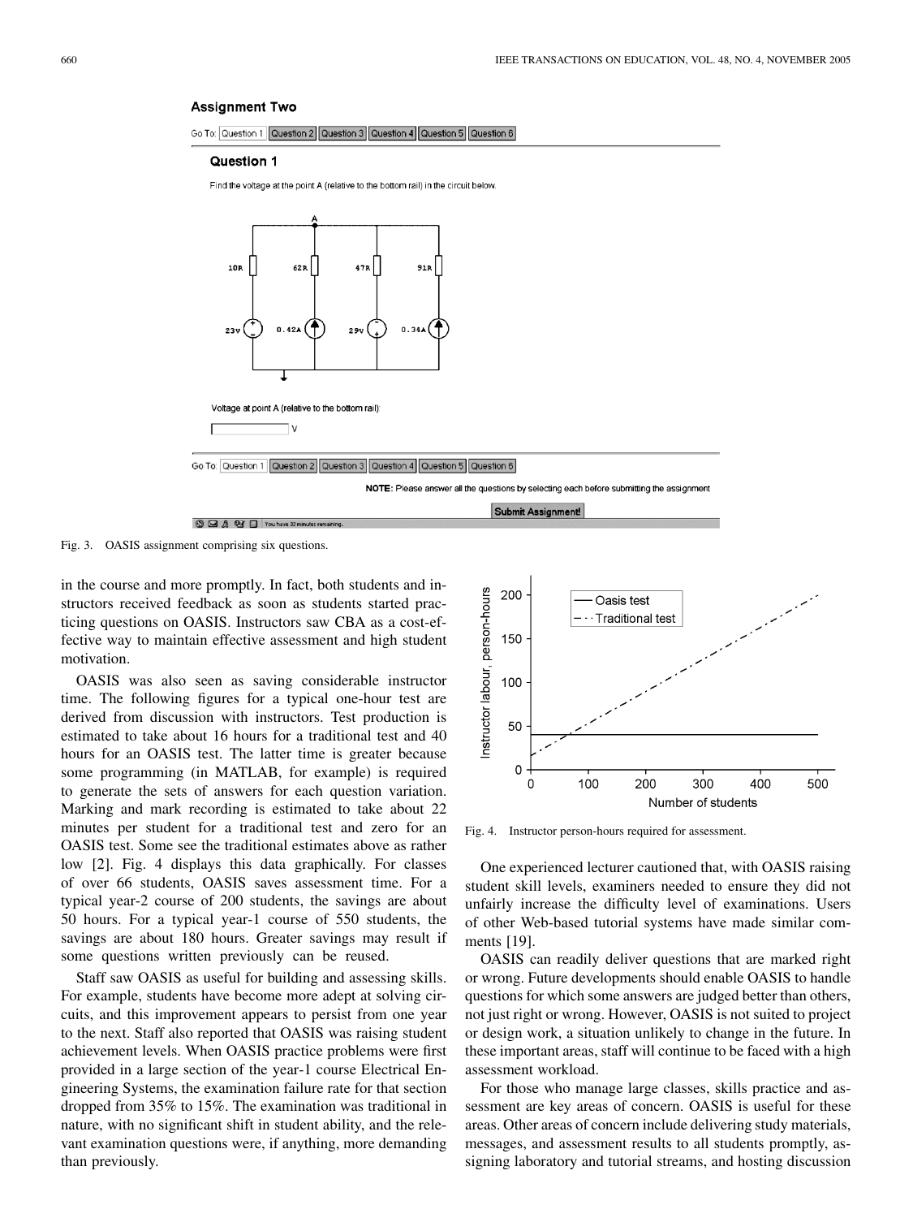Fig. 3. OASIS assignment comprising six questions.

in the course and more promptly. In fact, both students and instructors received feedback as soon as students started practicing questions on OASIS. Instructors saw CBA as a cost-effective way to maintain effective assessment and high student motivation.

OASIS was also seen as saving considerable instructor time. The following figures for a typical one-hour test are derived from discussion with instructors. Test production is estimated to take about 16 hours for a traditional test and 40 hours for an OASIS test. The latter time is greater because some programming (in MATLAB, for example) is required to generate the sets of answers for each question variation. Marking and mark recording is estimated to take about 22 minutes per student for a traditional test and zero for an OASIS test. Some see the traditional estimates above as rather low [2]. Fig. 4 displays this data graphically. For classes of over 66 students, OASIS saves assessment time. For a typical year-2 course of 200 students, the savings are about 50 hours. For a typical year-1 course of 550 students, the savings are about 180 hours. Greater savings may result if some questions written previously can be reused.

Staff saw OASIS as useful for building and assessing skills. For example, students have become more adept at solving circuits, and this improvement appears to persist from one year to the next. Staff also reported that OASIS was raising student achievement levels. When OASIS practice problems were first provided in a large section of the year-1 course Electrical Engineering Systems, the examination failure rate for that section dropped from 35% to 15%. The examination was traditional in nature, with no significant shift in student ability, and the relevant examination questions were, if anything, more demanding than previously.

Fig. 4. Instructor person-hours required for assessment.

One experienced lecturer cautioned that, with OASIS raising student skill levels, examiners needed to ensure they did not unfairly increase the difficulty level of examinations. Users of other Web-based tutorial systems have made similar comments [19].

OASIS can readily deliver questions that are marked right or wrong. Future developments should enable OASIS to handle questions for which some answers are judged better than others, not just right or wrong. However, OASIS is not suited to project or design work, a situation unlikely to change in the future. In these important areas, staff will continue to be faced with a high assessment workload.

For those who manage large classes, skills practice and assessment are key areas of concern. OASIS is useful for these areas. Other areas of concern include delivering study materials, messages, and assessment results to all students promptly, assigning laboratory and tutorial streams, and hosting discussion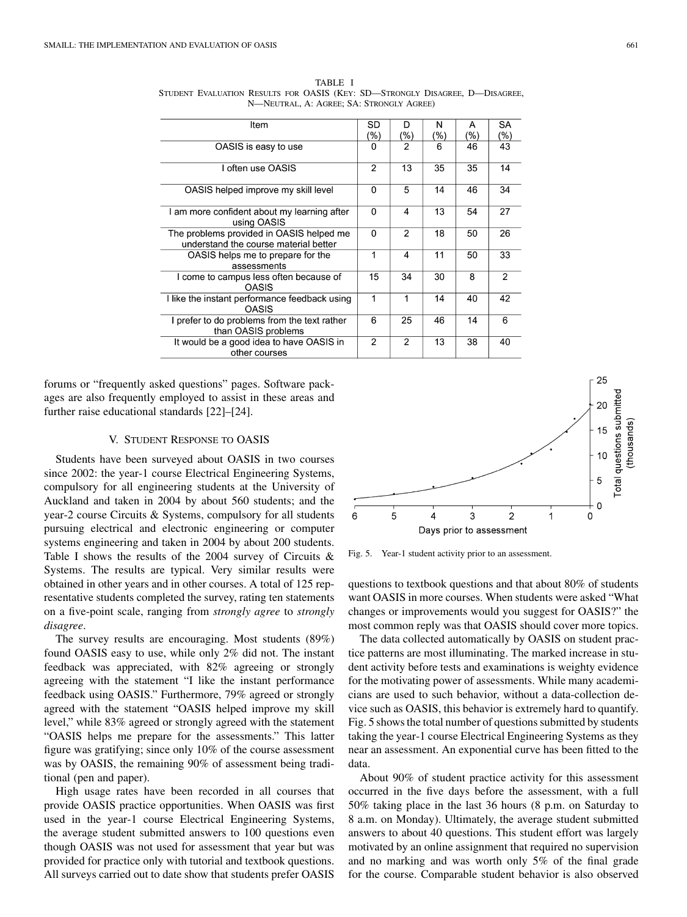TABLE I
STUDENT EVALUATION RESULTS FOR OASIS (KEY: SD—STRONGLY DISAGREE, D—DISAGREE, N—NEUTRAL, A: AGREE; SA: STRONGLY AGREE)

| Item | SD (%) | D (%) | N (%) | A (%) | SA (%) |
|---|---|---|---|---|---|
| OASIS is easy to use | 0 | 2 | 6 | 46 | 43 |
| I often use OASIS | 2 | 13 | 35 | 35 | 14 |
| OASIS helped improve my skill level | 0 | 5 | 14 | 46 | 34 |
| I am more confident about my learning after using OASIS | 0 | 4 | 13 | 54 | 27 |
| The problems provided in OASIS helped me understand the course material better | 0 | 2 | 18 | 50 | 26 |
| OASIS helps me to prepare for the assessments | 1 | 4 | 11 | 50 | 33 |
| I come to campus less often because of OASIS | 15 | 34 | 30 | 8 | 2 |
| I like the instant performance feedback using OASIS | 1 | 1 | 14 | 40 | 42 |
| I prefer to do problems from the text rather than OASIS problems | 6 | 25 | 46 | 14 | 6 |
| It would be a good idea to have OASIS in other courses | 2 | 2 | 13 | 38 | 40 |

forums or "frequently asked questions" pages. Software packages are also frequently employed to assist in these areas and further raise educational standards [22]–[24].

## V. STUDENT RESPONSE TO OASIS

Students have been surveyed about OASIS in two courses since 2002: the year-1 course Electrical Engineering Systems, compulsory for all engineering students at the University of Auckland and taken in 2004 by about 560 students; and the year-2 course Circuits & Systems, compulsory for all students pursuing electrical and electronic engineering or computer systems engineering and taken in 2004 by about 200 students. Table I shows the results of the 2004 survey of Circuits & Systems. The results are typical. Very similar results were obtained in other years and in other courses. A total of 125 representative students completed the survey, rating ten statements on a five-point scale, ranging from *strongly agree* to *strongly disagree*.

The survey results are encouraging. Most students (89%) found OASIS easy to use, while only 2% did not. The instant feedback was appreciated, with 82% agreeing or strongly agreeing with the statement "I like the instant performance feedback using OASIS." Furthermore, 79% agreed or strongly agreed with the statement "OASIS helped improve my skill level," while 83% agreed or strongly agreed with the statement "OASIS helps me prepare for the assessments." This latter figure was gratifying; since only 10% of the course assessment was by OASIS, the remaining 90% of assessment being traditional (pen and paper).

High usage rates have been recorded in all courses that provide OASIS practice opportunities. When OASIS was first used in the year-1 course Electrical Engineering Systems, the average student submitted answers to 100 questions even though OASIS was not used for assessment that year but was provided for practice only with tutorial and textbook questions. All surveys carried out to date show that students prefer OASIS questions to textbook questions and that about 80% of students want OASIS in more courses. When students were asked "What changes or improvements would you suggest for OASIS?" the most common reply was that OASIS should cover more topics.

Fig. 5. Year-1 student activity prior to an assessment.

The data collected automatically by OASIS on student practice patterns are most illuminating. The marked increase in student activity before tests and examinations is weighty evidence for the motivating power of assessments. While many academicians are used to such behavior, without a data-collection device such as OASIS, this behavior is extremely hard to quantify. Fig. 5 shows the total number of questions submitted by students taking the year-1 course Electrical Engineering Systems as they near an assessment. An exponential curve has been fitted to the data.

About 90% of student practice activity for this assessment occurred in the five days before the assessment, with a full 50% taking place in the last 36 hours (8 p.m. on Saturday to 8 a.m. on Monday). Ultimately, the average student submitted answers to about 40 questions. This student effort was largely motivated by an online assignment that required no supervision and no marking and was worth only 5% of the final grade for the course. Comparable student behavior is also observed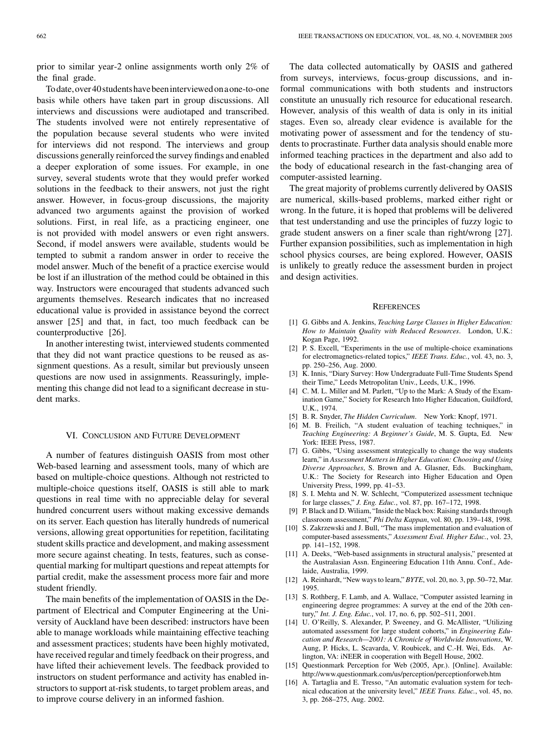prior to similar year-2 online assignments worth only 2% of the final grade.

To date, over 40 students have been interviewed on a one-to-one basis while others have taken part in group discussions. All interviews and discussions were audiotaped and transcribed. The students involved were not entirely representative of the population because several students who were invited for interviews did not respond. The interviews and group discussions generally reinforced the survey findings and enabled a deeper exploration of some issues. For example, in one survey, several students wrote that they would prefer worked solutions in the feedback to their answers, not just the right answer. However, in focus-group discussions, the majority advanced two arguments against the provision of worked solutions. First, in real life, as a practicing engineer, one is not provided with model answers or even right answers. Second, if model answers were available, students would be tempted to submit a random answer in order to receive the model answer. Much of the benefit of a practice exercise would be lost if an illustration of the method could be obtained in this way. Instructors were encouraged that students advanced such arguments themselves. Research indicates that no increased educational value is provided in assistance beyond the correct answer [25] and that, in fact, too much feedback can be counterproductive [26].

In another interesting twist, interviewed students commented that they did not want practice questions to be reused as assignment questions. As a result, similar but previously unseen questions are now used in assignments. Reassuringly, implementing this change did not lead to a significant decrease in student marks.

## VI. Conclusion and Future Development

A number of features distinguish OASIS from most other Web-based learning and assessment tools, many of which are based on multiple-choice questions. Although not restricted to multiple-choice questions itself, OASIS is still able to mark questions in real time with no appreciable delay for several hundred concurrent users without making excessive demands on its server. Each question has literally hundreds of numerical versions, allowing great opportunities for repetition, facilitating student skills practice and development, and making assessment more secure against cheating. In tests, features, such as consequential marking for multipart questions and repeat attempts for partial credit, make the assessment process more fair and more student friendly.

The main benefits of the implementation of OASIS in the Department of Electrical and Computer Engineering at the University of Auckland have been described: instructors have been able to manage workloads while maintaining effective teaching and assessment practices; students have been highly motivated, have received regular and timely feedback on their progress, and have lifted their achievement levels. The feedback provided to instructors on student performance and activity has enabled instructors to support at-risk students, to target problem areas, and to improve course delivery in an informed fashion.

The data collected automatically by OASIS and gathered from surveys, interviews, focus-group discussions, and informal communications with both students and instructors constitute an unusually rich resource for educational research. However, analysis of this wealth of data is only in its initial stages. Even so, already clear evidence is available for the motivating power of assessment and for the tendency of students to procrastinate. Further data analysis should enable more informed teaching practices in the department and also add to the body of educational research in the fast-changing area of computer-assisted learning.

The great majority of problems currently delivered by OASIS are numerical, skills-based problems, marked either right or wrong. In the future, it is hoped that problems will be delivered that test understanding and use the principles of fuzzy logic to grade student answers on a finer scale than right/wrong [27]. Further expansion possibilities, such as implementation in high school physics courses, are being explored. However, OASIS is unlikely to greatly reduce the assessment burden in project and design activities.

## References

[1] G. Gibbs and A. Jenkins, *Teaching Large Classes in Higher Education: How to Maintain Quality with Reduced Resources*. London, U.K.: Kogan Page, 1992.

[2] P. S. Excell, "Experiments in the use of multiple-choice examinations for electromagnetics-related topics," *IEEE Trans. Educ.*, vol. 43, no. 3, pp. 250–256, Aug. 2000.

[3] K. Innis, "Diary Survey: How Undergraduate Full-Time Students Spend their Time," Leeds Metropolitan Univ., Leeds, U.K., 1996.

[4] C. M. L. Miller and M. Parlett, "Up to the Mark: A Study of the Examination Game," Society for Research Into Higher Education, Guildford, U.K., 1974.

[5] B. R. Snyder, *The Hidden Curriculum*. New York: Knopf, 1971.

[6] M. B. Freilich, "A student evaluation of teaching techniques," in *Teaching Engineering: A Beginner's Guide*, M. S. Gupta, Ed. New York: IEEE Press, 1987.

[7] G. Gibbs, "Using assessment strategically to change the way students learn," in *Assessment Matters in Higher Education: Choosing and Using Diverse Approaches*, S. Brown and A. Glasner, Eds. Buckingham, U.K.: The Society for Research into Higher Education and Open University Press, 1999, pp. 41–53.

[8] S. I. Mehta and N. W. Schlecht, "Computerized assessment technique for large classes," *J. Eng. Educ.*, vol. 87, pp. 167–172, 1998.

[9] P. Black and D. Wiliam, "Inside the black box: Raising standards through classroom assessment," *Phi Delta Kappan*, vol. 80, pp. 139–148, 1998.

[10] S. Zakrzewski and J. Bull, "The mass implementation and evaluation of computer-based assessments," *Assessment Eval. Higher Educ.*, vol. 23, pp. 141–152, 1998.

[11] A. Deeks, "Web-based assignments in structural analysis," presented at the Australasian Assn. Engineering Education 11th Annu. Conf., Adelaide, Australia, 1999.

[12] A. Reinhardt, "New ways to learn," *BYTE*, vol. 20, no. 3, pp. 50–72, Mar. 1995.

[13] S. Rothberg, F. Lamb, and A. Wallace, "Computer assisted learning in engineering degree programmes: A survey at the end of the 20th century," *Int. J. Eng. Educ.*, vol. 17, no. 6, pp. 502–511, 2001.

[14] U. O'Reilly, S. Alexander, P. Sweeney, and G. McAllister, "Utilizing automated assessment for large student cohorts," in *Engineering Education and Research—2001: A Chronicle of Worldwide Innovations*, W. Aung, P. Hicks, L. Scavarda, V. Roubicek, and C.-H. Wei, Eds. Arlington, VA: iNEER in cooperation with Begell House, 2002.

[15] Questionmark Perception for Web (2005, Apr.). [Online]. Available: http://www.questionmark.com/us/perception/perceptionforweb.htm

[16] A. Tartaglia and E. Tresso, "An automatic evaluation system for technical education at the university level," *IEEE Trans. Educ.*, vol. 45, no. 3, pp. 268–275, Aug. 2002.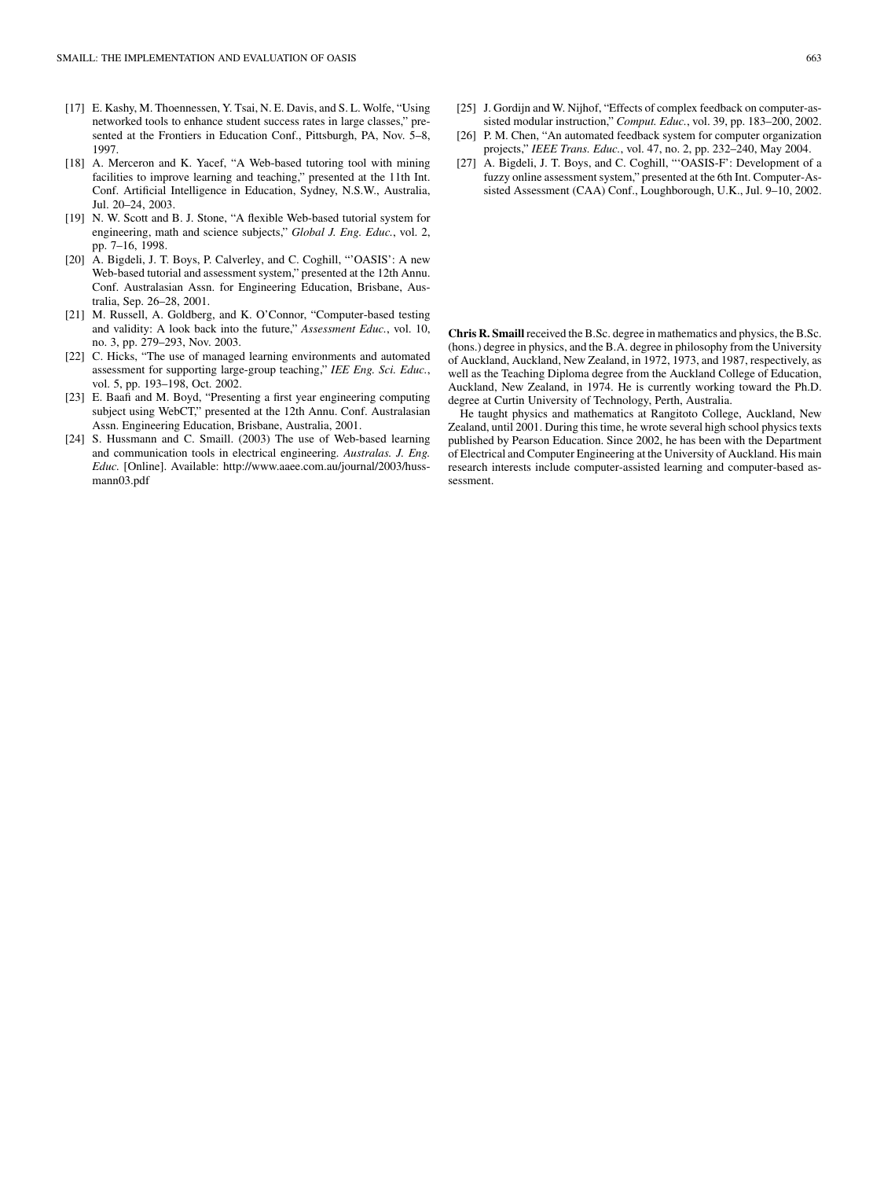[17] E. Kashy, M. Thoennessen, Y. Tsai, N. E. Davis, and S. L. Wolfe, "Using networked tools to enhance student success rates in large classes," presented at the Frontiers in Education Conf., Pittsburgh, PA, Nov. 5–8, 1997.

[18] A. Merceron and K. Yacef, "A Web-based tutoring tool with mining facilities to improve learning and teaching," presented at the 11th Int. Conf. Artificial Intelligence in Education, Sydney, N.S.W., Australia, Jul. 20–24, 2003.

[19] N. W. Scott and B. J. Stone, "A flexible Web-based tutorial system for engineering, math and science subjects," *Global J. Eng. Educ.*, vol. 2, pp. 7–16, 1998.

[20] A. Bigdeli, J. T. Boys, P. Calverley, and C. Coghill, "'OASIS': A new Web-based tutorial and assessment system," presented at the 12th Annu. Conf. Australasian Assn. for Engineering Education, Brisbane, Australia, Sep. 26–28, 2001.

[21] M. Russell, A. Goldberg, and K. O'Connor, "Computer-based testing and validity: A look back into the future," *Assessment Educ.*, vol. 10, no. 3, pp. 279–293, Nov. 2003.

[22] C. Hicks, "The use of managed learning environments and automated assessment for supporting large-group teaching," *IEE Eng. Sci. Educ.*, vol. 5, pp. 193–198, Oct. 2002.

[23] E. Baafi and M. Boyd, "Presenting a first year engineering computing subject using WebCT," presented at the 12th Annu. Conf. Australasian Assn. Engineering Education, Brisbane, Australia, 2001.

[24] S. Hussmann and C. Smaill. (2003) The use of Web-based learning and communication tools in electrical engineering. *Australas. J. Eng. Educ.* [Online]. Available: http://www.aaee.com.au/journal/2003/hussmann03.pdf

[25] J. Gordijn and W. Nijhof, "Effects of complex feedback on computer-assisted modular instruction," *Comput. Educ.*, vol. 39, pp. 183–200, 2002.

[26] P. M. Chen, "An automated feedback system for computer organization projects," *IEEE Trans. Educ.*, vol. 47, no. 2, pp. 232–240, May 2004.

[27] A. Bigdeli, J. T. Boys, and C. Coghill, "'OASIS-F': Development of a fuzzy online assessment system," presented at the 6th Int. Computer-Assisted Assessment (CAA) Conf., Loughborough, U.K., Jul. 9–10, 2002.

**Chris R. Smaill** received the B.Sc. degree in mathematics and physics, the B.Sc. (hons.) degree in physics, and the B.A. degree in philosophy from the University of Auckland, Auckland, New Zealand, in 1972, 1973, and 1987, respectively, as well as the Teaching Diploma degree from the Auckland College of Education, Auckland, New Zealand, in 1974. He is currently working toward the Ph.D. degree at Curtin University of Technology, Perth, Australia.

He taught physics and mathematics at Rangitoto College, Auckland, New Zealand, until 2001. During this time, he wrote several high school physics texts published by Pearson Education. Since 2002, he has been with the Department of Electrical and Computer Engineering at the University of Auckland. His main research interests include computer-assisted learning and computer-based assessment.